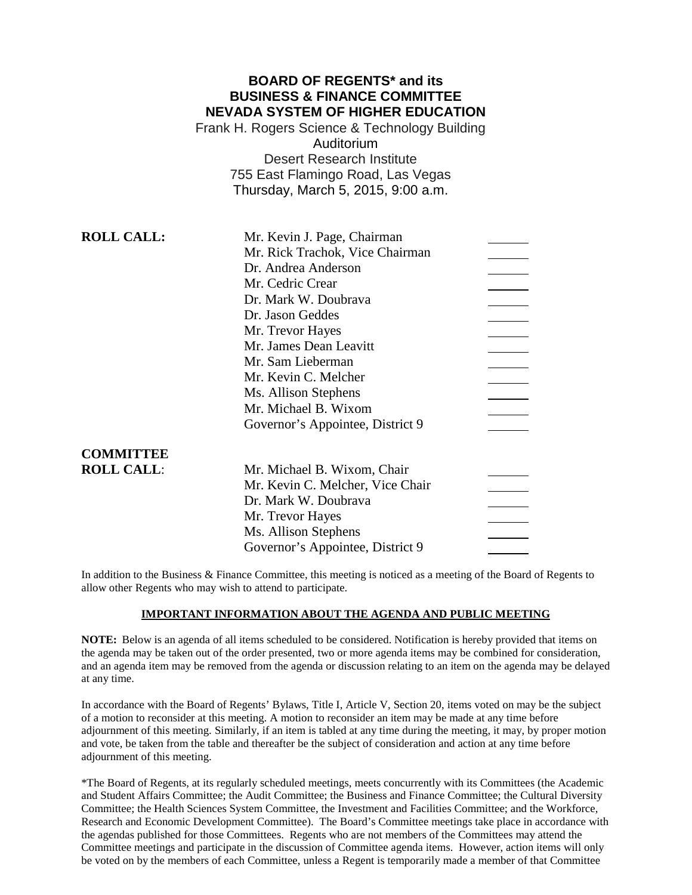# BOARD OF REGENTS* and its BUSINESS & FINANCE COMMITTEE NEVADA SYSTEM OF HIGHER EDUCATION

Frank H. Rogers Science & Technology Building
Auditorium
Desert Research Institute
755 East Flamingo Road, Las Vegas
Thursday, March 5, 2015, 9:00 a.m.

**ROLL CALL:**

| | |
|---|---|
| Mr. Kevin J. Page, Chairman | ______ |
| Mr. Rick Trachok, Vice Chairman | ______ |
| Dr. Andrea Anderson | ______ |
| Mr. Cedric Crear | ______ |
| Dr. Mark W. Doubrava | ______ |
| Dr. Jason Geddes | ______ |
| Mr. Trevor Hayes | ______ |
| Mr. James Dean Leavitt | ______ |
| Mr. Sam Lieberman | ______ |
| Mr. Kevin C. Melcher | ______ |
| Ms. Allison Stephens | ______ |
| Mr. Michael B. Wixom | ______ |
| Governor's Appointee, District 9 | ______ |

**COMMITTEE ROLL CALL:**

| | |
|---|---|
| Mr. Michael B. Wixom, Chair | ______ |
| Mr. Kevin C. Melcher, Vice Chair | ______ |
| Dr. Mark W. Doubrava | ______ |
| Mr. Trevor Hayes | ______ |
| Ms. Allison Stephens | ______ |
| Governor's Appointee, District 9 | ______ |

In addition to the Business & Finance Committee, this meeting is noticed as a meeting of the Board of Regents to allow other Regents who may wish to attend to participate.

**IMPORTANT INFORMATION ABOUT THE AGENDA AND PUBLIC MEETING**

**NOTE:** Below is an agenda of all items scheduled to be considered. Notification is hereby provided that items on the agenda may be taken out of the order presented, two or more agenda items may be combined for consideration, and an agenda item may be removed from the agenda or discussion relating to an item on the agenda may be delayed at any time.

In accordance with the Board of Regents' Bylaws, Title I, Article V, Section 20, items voted on may be the subject of a motion to reconsider at this meeting. A motion to reconsider an item may be made at any time before adjournment of this meeting. Similarly, if an item is tabled at any time during the meeting, it may, by proper motion and vote, be taken from the table and thereafter be the subject of consideration and action at any time before adjournment of this meeting.

*The Board of Regents, at its regularly scheduled meetings, meets concurrently with its Committees (the Academic and Student Affairs Committee; the Audit Committee; the Business and Finance Committee; the Cultural Diversity Committee; the Health Sciences System Committee, the Investment and Facilities Committee; and the Workforce, Research and Economic Development Committee). The Board's Committee meetings take place in accordance with the agendas published for those Committees. Regents who are not members of the Committees may attend the Committee meetings and participate in the discussion of Committee agenda items. However, action items will only be voted on by the members of each Committee, unless a Regent is temporarily made a member of that Committee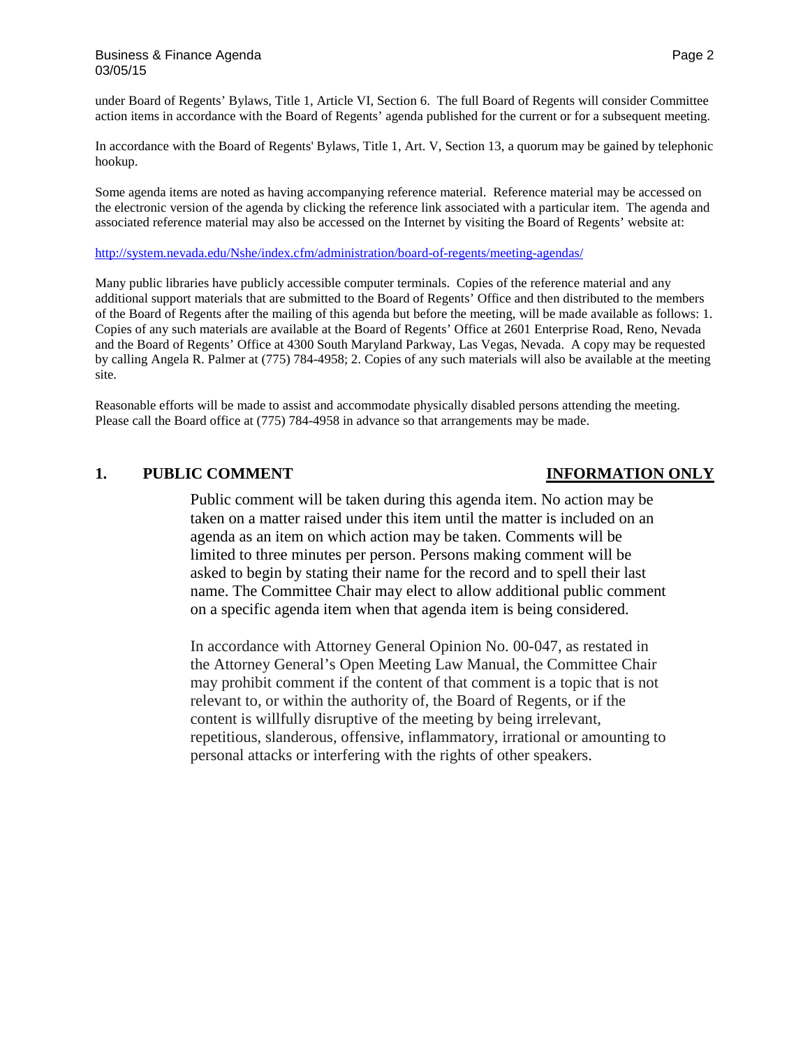under Board of Regents' Bylaws, Title 1, Article VI, Section 6. The full Board of Regents will consider Committee action items in accordance with the Board of Regents' agenda published for the current or for a subsequent meeting.

In accordance with the Board of Regents' Bylaws, Title 1, Art. V, Section 13, a quorum may be gained by telephonic hookup.

Some agenda items are noted as having accompanying reference material. Reference material may be accessed on the electronic version of the agenda by clicking the reference link associated with a particular item. The agenda and associated reference material may also be accessed on the Internet by visiting the Board of Regents' website at:

http://system.nevada.edu/Nshe/index.cfm/administration/board-of-regents/meeting-agendas/

Many public libraries have publicly accessible computer terminals. Copies of the reference material and any additional support materials that are submitted to the Board of Regents' Office and then distributed to the members of the Board of Regents after the mailing of this agenda but before the meeting, will be made available as follows: 1. Copies of any such materials are available at the Board of Regents' Office at 2601 Enterprise Road, Reno, Nevada and the Board of Regents' Office at 4300 South Maryland Parkway, Las Vegas, Nevada. A copy may be requested by calling Angela R. Palmer at (775) 784-4958; 2. Copies of any such materials will also be available at the meeting site.

Reasonable efforts will be made to assist and accommodate physically disabled persons attending the meeting. Please call the Board office at (775) 784-4958 in advance so that arrangements may be made.

## 1. PUBLIC COMMENT — INFORMATION ONLY

Public comment will be taken during this agenda item. No action may be taken on a matter raised under this item until the matter is included on an agenda as an item on which action may be taken. Comments will be limited to three minutes per person. Persons making comment will be asked to begin by stating their name for the record and to spell their last name. The Committee Chair may elect to allow additional public comment on a specific agenda item when that agenda item is being considered.

In accordance with Attorney General Opinion No. 00-047, as restated in the Attorney General's Open Meeting Law Manual, the Committee Chair may prohibit comment if the content of that comment is a topic that is not relevant to, or within the authority of, the Board of Regents, or if the content is willfully disruptive of the meeting by being irrelevant, repetitious, slanderous, offensive, inflammatory, irrational or amounting to personal attacks or interfering with the rights of other speakers.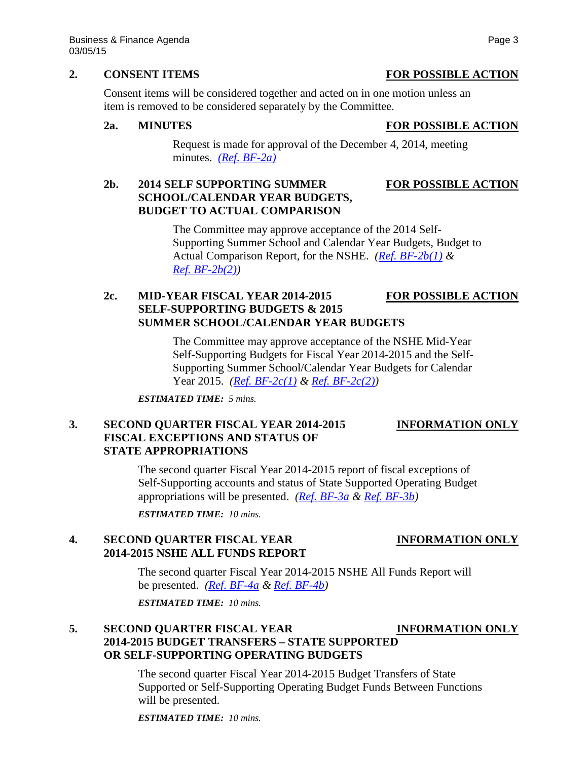## 2. CONSENT ITEMS — FOR POSSIBLE ACTION

Consent items will be considered together and acted on in one motion unless an item is removed to be considered separately by the Committee.

### 2a. MINUTES — FOR POSSIBLE ACTION

Request is made for approval of the December 4, 2014, meeting minutes. *(Ref. BF-2a)*

### 2b. 2014 SELF SUPPORTING SUMMER SCHOOL/CALENDAR YEAR BUDGETS, BUDGET TO ACTUAL COMPARISON — FOR POSSIBLE ACTION

The Committee may approve acceptance of the 2014 Self-Supporting Summer School and Calendar Year Budgets, Budget to Actual Comparison Report, for the NSHE. *(Ref. BF-2b(1) & Ref. BF-2b(2))*

### 2c. MID-YEAR FISCAL YEAR 2014-2015 SELF-SUPPORTING BUDGETS & 2015 SUMMER SCHOOL/CALENDAR YEAR BUDGETS — FOR POSSIBLE ACTION

The Committee may approve acceptance of the NSHE Mid-Year Self-Supporting Budgets for Fiscal Year 2014-2015 and the Self-Supporting Summer School/Calendar Year Budgets for Calendar Year 2015. *(Ref. BF-2c(1) & Ref. BF-2c(2))*

***ESTIMATED TIME:*** *5 mins.*

## 3. SECOND QUARTER FISCAL YEAR 2014-2015 FISCAL EXCEPTIONS AND STATUS OF STATE APPROPRIATIONS — INFORMATION ONLY

The second quarter Fiscal Year 2014-2015 report of fiscal exceptions of Self-Supporting accounts and status of State Supported Operating Budget appropriations will be presented. *(Ref. BF-3a & Ref. BF-3b)*

***ESTIMATED TIME:*** *10 mins.*

## 4. SECOND QUARTER FISCAL YEAR 2014-2015 NSHE ALL FUNDS REPORT — INFORMATION ONLY

The second quarter Fiscal Year 2014-2015 NSHE All Funds Report will be presented. *(Ref. BF-4a & Ref. BF-4b)*

***ESTIMATED TIME:*** *10 mins.*

## 5. SECOND QUARTER FISCAL YEAR 2014-2015 BUDGET TRANSFERS – STATE SUPPORTED OR SELF-SUPPORTING OPERATING BUDGETS — INFORMATION ONLY

The second quarter Fiscal Year 2014-2015 Budget Transfers of State Supported or Self-Supporting Operating Budget Funds Between Functions will be presented.

***ESTIMATED TIME:*** *10 mins.*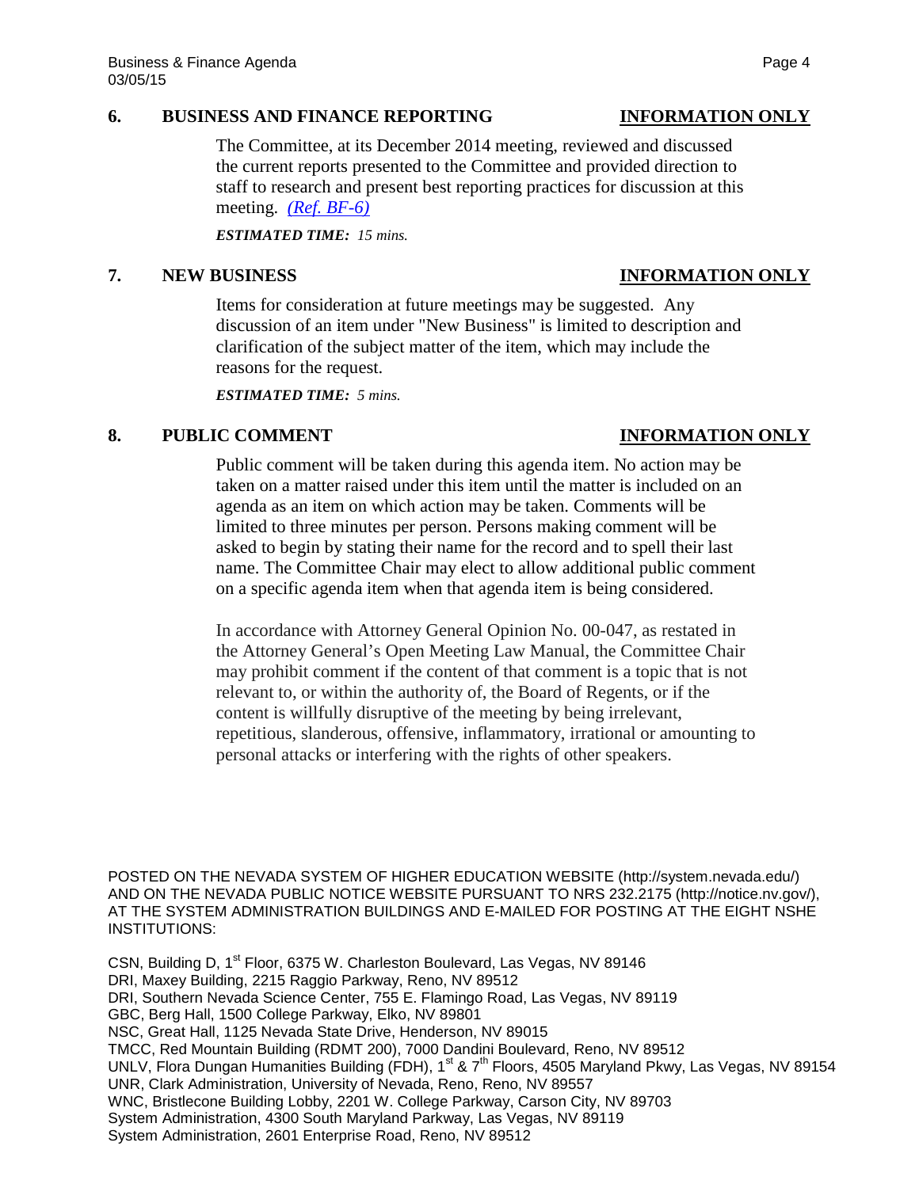## 6. BUSINESS AND FINANCE REPORTING — INFORMATION ONLY

The Committee, at its December 2014 meeting, reviewed and discussed the current reports presented to the Committee and provided direction to staff to research and present best reporting practices for discussion at this meeting. *(Ref. BF-6)*

***ESTIMATED TIME:*** *15 mins.*

## 7. NEW BUSINESS — INFORMATION ONLY

Items for consideration at future meetings may be suggested. Any discussion of an item under "New Business" is limited to description and clarification of the subject matter of the item, which may include the reasons for the request.

***ESTIMATED TIME:*** *5 mins.*

## 8. PUBLIC COMMENT — INFORMATION ONLY

Public comment will be taken during this agenda item. No action may be taken on a matter raised under this item until the matter is included on an agenda as an item on which action may be taken. Comments will be limited to three minutes per person. Persons making comment will be asked to begin by stating their name for the record and to spell their last name. The Committee Chair may elect to allow additional public comment on a specific agenda item when that agenda item is being considered.

In accordance with Attorney General Opinion No. 00-047, as restated in the Attorney General's Open Meeting Law Manual, the Committee Chair may prohibit comment if the content of that comment is a topic that is not relevant to, or within the authority of, the Board of Regents, or if the content is willfully disruptive of the meeting by being irrelevant, repetitious, slanderous, offensive, inflammatory, irrational or amounting to personal attacks or interfering with the rights of other speakers.

POSTED ON THE NEVADA SYSTEM OF HIGHER EDUCATION WEBSITE (http://system.nevada.edu/) AND ON THE NEVADA PUBLIC NOTICE WEBSITE PURSUANT TO NRS 232.2175 (http://notice.nv.gov/), AT THE SYSTEM ADMINISTRATION BUILDINGS AND E-MAILED FOR POSTING AT THE EIGHT NSHE INSTITUTIONS:

CSN, Building D, 1st Floor, 6375 W. Charleston Boulevard, Las Vegas, NV 89146
DRI, Maxey Building, 2215 Raggio Parkway, Reno, NV 89512
DRI, Southern Nevada Science Center, 755 E. Flamingo Road, Las Vegas, NV 89119
GBC, Berg Hall, 1500 College Parkway, Elko, NV 89801
NSC, Great Hall, 1125 Nevada State Drive, Henderson, NV 89015
TMCC, Red Mountain Building (RDMT 200), 7000 Dandini Boulevard, Reno, NV 89512
UNLV, Flora Dungan Humanities Building (FDH), 1st & 7th Floors, 4505 Maryland Pkwy, Las Vegas, NV 89154
UNR, Clark Administration, University of Nevada, Reno, Reno, NV 89557
WNC, Bristlecone Building Lobby, 2201 W. College Parkway, Carson City, NV 89703
System Administration, 4300 South Maryland Parkway, Las Vegas, NV 89119
System Administration, 2601 Enterprise Road, Reno, NV 89512